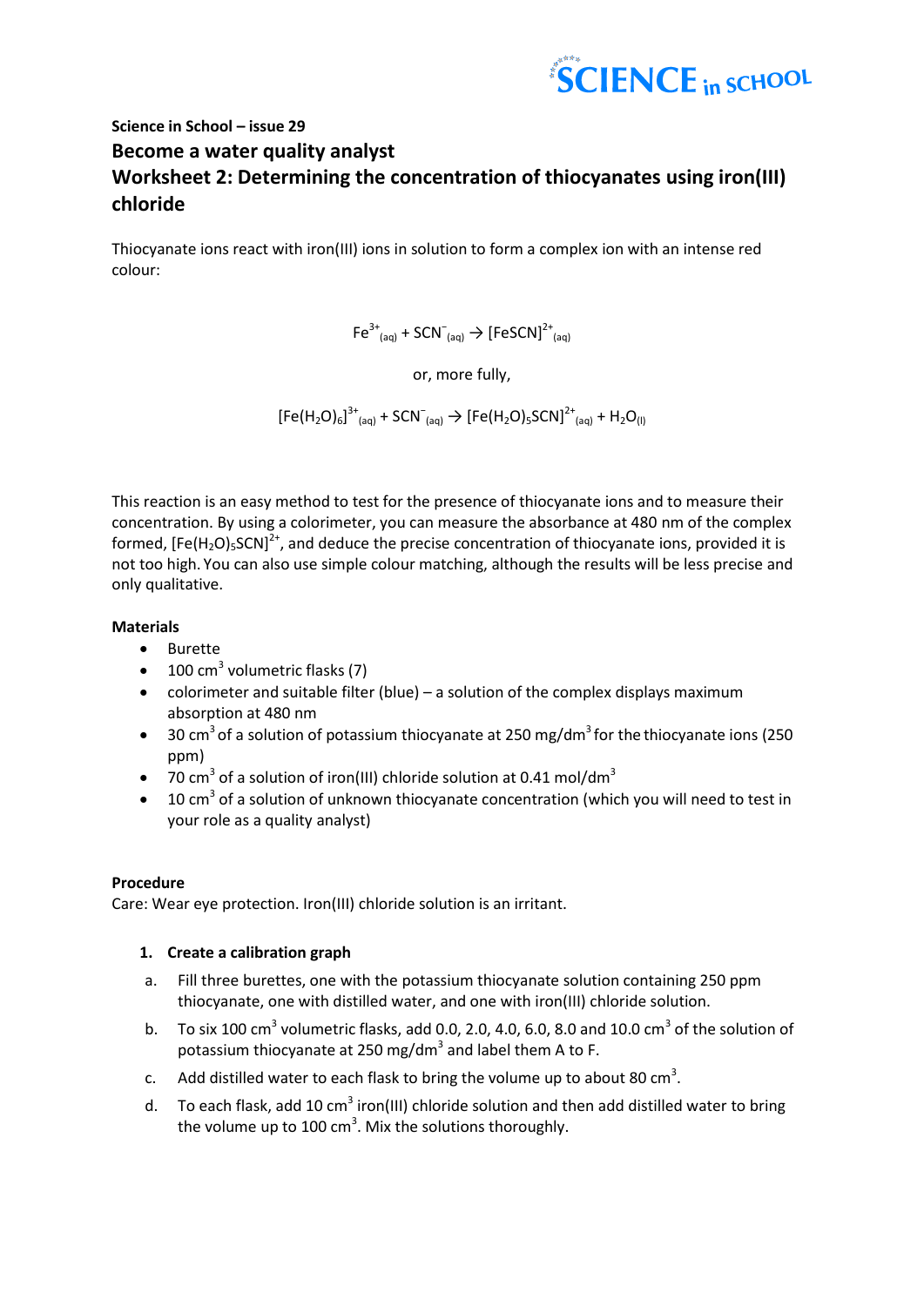**Science in School – issue 29**

# Become a water quality analyst

# Worksheet 2: Determining the concentration of thiocyanates using iron(III) chloride

Thiocyanate ions react with iron(III) ions in solution to form a complex ion with an intense red colour:

$$Fe^{3+}_{(aq)} + SCN^{-}_{(aq)} \rightarrow [FeSCN]^{2+}_{(aq)}$$

or, more fully,

$$[Fe(H_2O)_6]^{3+}_{(aq)} + SCN^{-}_{(aq)} \rightarrow [Fe(H_2O)_5SCN]^{2+}_{(aq)} + H_2O_{(l)}$$

This reaction is an easy method to test for the presence of thiocyanate ions and to measure their concentration. By using a colorimeter, you can measure the absorbance at 480 nm of the complex formed, $[Fe(H_2O)_5SCN]^{2+}$, and deduce the precise concentration of thiocyanate ions, provided it is not too high. You can also use simple colour matching, although the results will be less precise and only qualitative.

**Materials**

- Burette
- 100 $cm^3$ volumetric flasks (7)
- colorimeter and suitable filter (blue) – a solution of the complex displays maximum absorption at 480 nm
- 30 $cm^3$ of a solution of potassium thiocyanate at 250 mg/$dm^3$ for the thiocyanate ions (250 ppm)
- 70 $cm^3$ of a solution of iron(III) chloride solution at 0.41 mol/$dm^3$
- 10 $cm^3$ of a solution of unknown thiocyanate concentration (which you will need to test in your role as a quality analyst)

**Procedure**

Care: Wear eye protection. Iron(III) chloride solution is an irritant.

1. **Create a calibration graph**

   a. Fill three burettes, one with the potassium thiocyanate solution containing 250 ppm thiocyanate, one with distilled water, and one with iron(III) chloride solution.

   b. To six 100 $cm^3$ volumetric flasks, add 0.0, 2.0, 4.0, 6.0, 8.0 and 10.0 $cm^3$ of the solution of potassium thiocyanate at 250 mg/$dm^3$ and label them A to F.

   c. Add distilled water to each flask to bring the volume up to about 80 $cm^3$.

   d. To each flask, add 10 $cm^3$ iron(III) chloride solution and then add distilled water to bring the volume up to 100 $cm^3$. Mix the solutions thoroughly.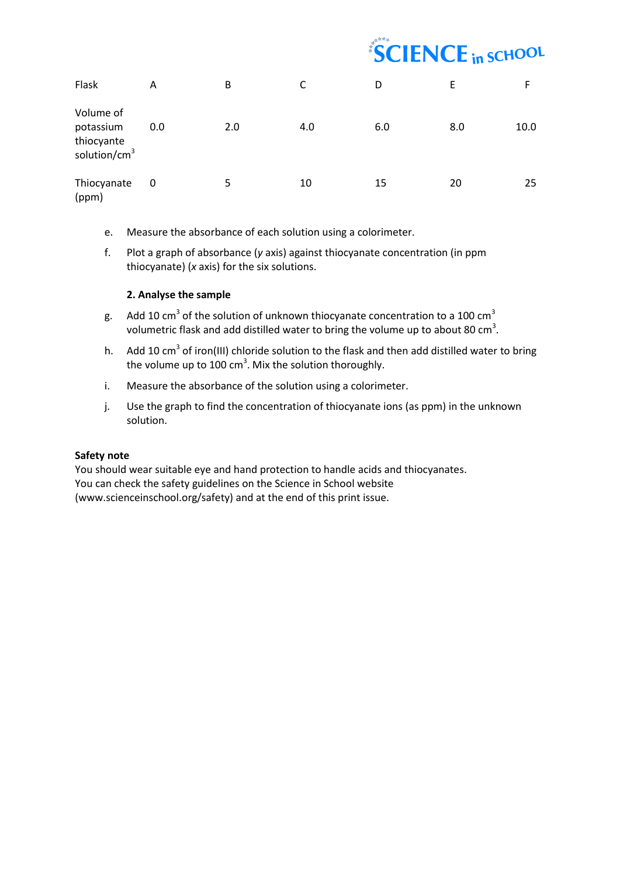| Flask | A | B | C | D | E | F |
|---|---|---|---|---|---|---|
| Volume of potassium thiocyante solution/$cm^3$ | 0.0 | 2.0 | 4.0 | 6.0 | 8.0 | 10.0 |
| Thiocyanate (ppm) | 0 | 5 | 10 | 15 | 20 | 25 |

e. Measure the absorbance of each solution using a colorimeter.

f. Plot a graph of absorbance (*y* axis) against thiocyanate concentration (in ppm thiocyanate) (*x* axis) for the six solutions.

**2. Analyse the sample**

g. Add 10 $cm^3$ of the solution of unknown thiocyanate concentration to a 100 $cm^3$ volumetric flask and add distilled water to bring the volume up to about 80 $cm^3$.

h. Add 10 $cm^3$ of iron(III) chloride solution to the flask and then add distilled water to bring the volume up to 100 $cm^3$. Mix the solution thoroughly.

i. Measure the absorbance of the solution using a colorimeter.

j. Use the graph to find the concentration of thiocyanate ions (as ppm) in the unknown solution.

**Safety note**

You should wear suitable eye and hand protection to handle acids and thiocyanates.
You can check the safety guidelines on the Science in School website (www.scienceinschool.org/safety) and at the end of this print issue.